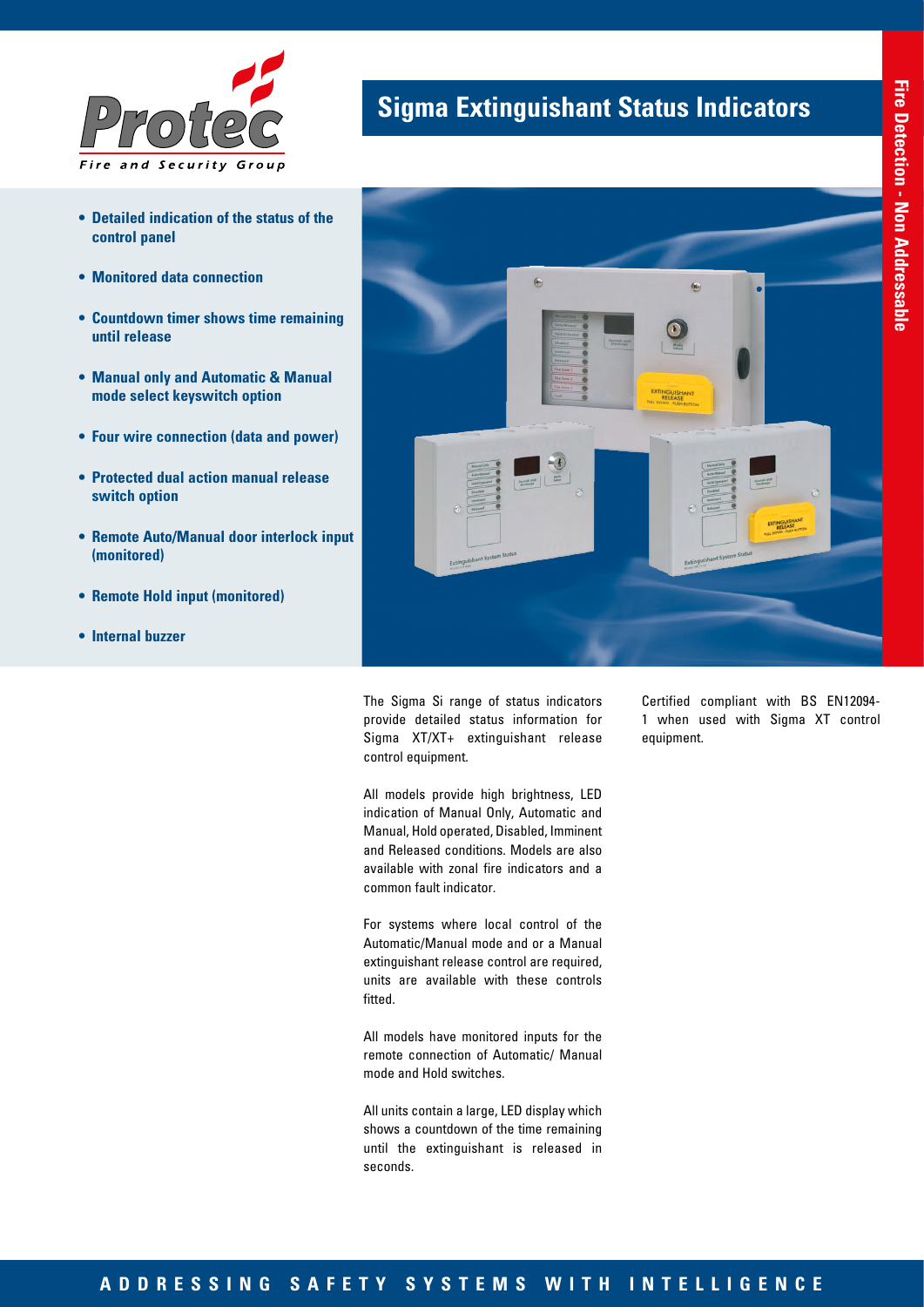Protec

Fire and Security Group

# Sigma Extinguishant Status Indicators

Fire Detection - Non Addressable

- **Detailed indication of the status of the control panel**
- **Monitored data connection**
- **Countdown timer shows time remaining until release**
- **Manual only and Automatic & Manual mode select keyswitch option**
- **Four wire connection (data and power)**
- **Protected dual action manual release switch option**
- **Remote Auto/Manual door interlock input (monitored)**
- **Remote Hold input (monitored)**
- **Internal buzzer**

The Sigma Si range of status indicators provide detailed status information for Sigma XT/XT+ extinguishant release control equipment.

All models provide high brightness, LED indication of Manual Only, Automatic and Manual, Hold operated, Disabled, Imminent and Released conditions. Models are also available with zonal fire indicators and a common fault indicator.

For systems where local control of the Automatic/Manual mode and or a Manual extinguishant release control are required, units are available with these controls fitted.

All models have monitored inputs for the remote connection of Automatic/ Manual mode and Hold switches.

All units contain a large, LED display which shows a countdown of the time remaining until the extinguishant is released in seconds.

Certified compliant with BS EN12094-1 when used with Sigma XT control equipment.

**ADDRESSING SAFETY SYSTEMS WITH INTELLIGENCE**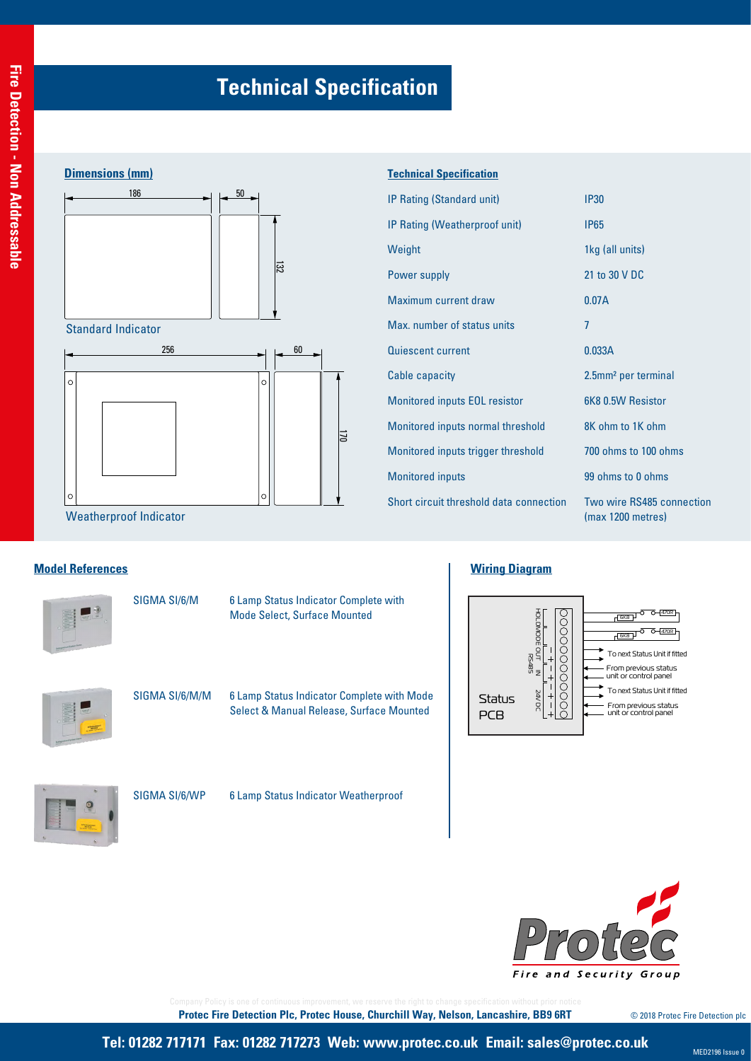# Technical Specification

## Dimensions (mm)

186
50
132

Standard Indicator

256
60
170

Weatherproof Indicator

## Technical Specification

| | |
|---|---|
| IP Rating (Standard unit) | IP30 |
| IP Rating (Weatherproof unit) | IP65 |
| Weight | 1kg (all units) |
| Power supply | 21 to 30 V DC |
| Maximum current draw | 0.07A |
| Max. number of status units | 7 |
| Quiescent current | 0.033A |
| Cable capacity | 2.5mm² per terminal |
| Monitored inputs EOL resistor | 6K8 0.5W Resistor |
| Monitored inputs normal threshold | 8K ohm to 1K ohm |
| Monitored inputs trigger threshold | 700 ohms to 100 ohms |
| Monitored inputs | 99 ohms to 0 ohms |
| Short circuit threshold data connection | Two wire RS485 connection (max 1200 metres) |

## Model References

| | |
|---|---|
| SIGMA SI/6/M | 6 Lamp Status Indicator Complete with Mode Select, Surface Mounted |
| SIGMA SI/6/M/M | 6 Lamp Status Indicator Complete with Mode Select & Manual Release, Surface Mounted |
| SIGMA SI/6/WP | 6 Lamp Status Indicator Weatherproof |

## Wiring Diagram

Status PCB

HOLD
MODE
OUT
IN
RS485
24V DC

6K8
470R
6K8
470R

To next Status Unit if fitted
From previous status unit or control panel
To next Status Unit if fitted
From previous status unit or control panel

Protec
Fire and Security Group

Company Policy is one of continuous improvement, we reserve the right to change specification without prior notice

**Protec Fire Detection Plc, Protec House, Churchill Way, Nelson, Lancashire, BB9 6RT**

© 2018 Protec Fire Detection plc

**Tel: 01282 717171 Fax: 01282 717273 Web: www.protec.co.uk Email: sales@protec.co.uk**

MED2196 Issue 0